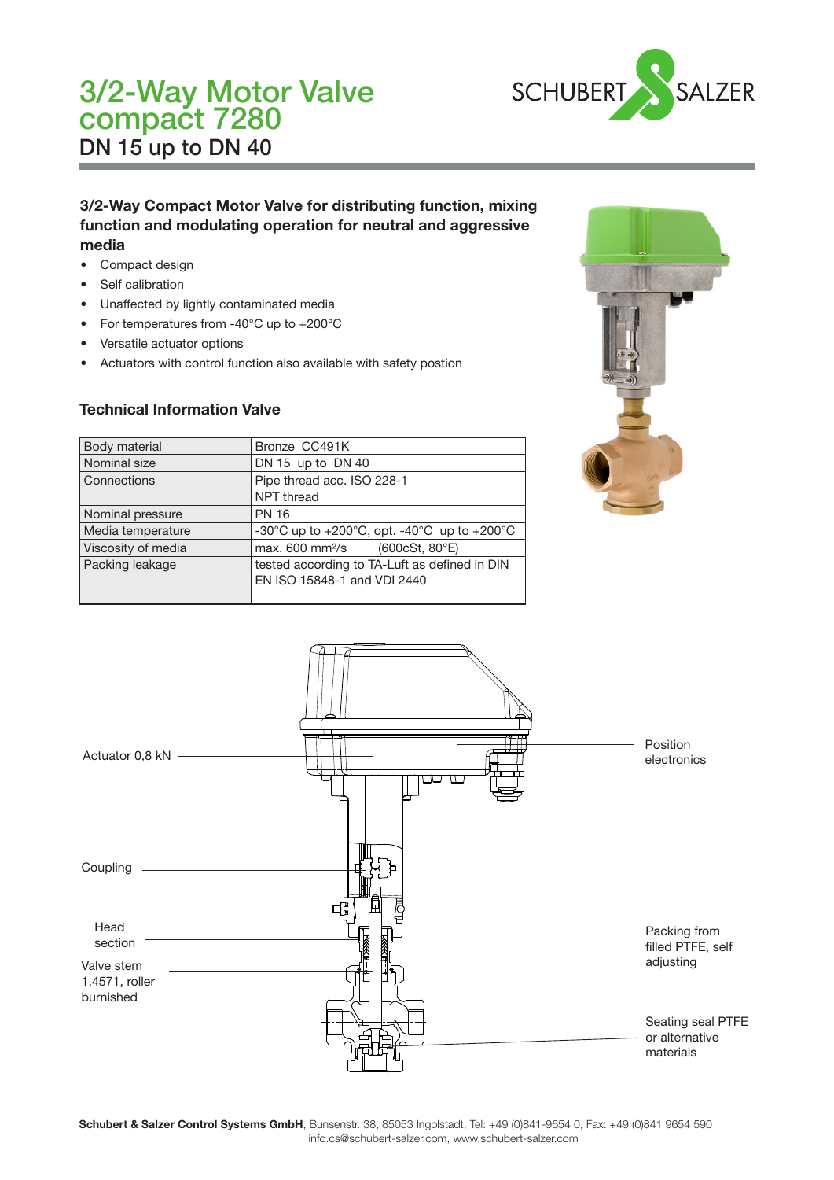# 3/2-Way Motor Valve compact 7280

## DN 15 up to DN 40

### 3/2-Way Compact Motor Valve for distributing function, mixing function and modulating operation for neutral and aggressive media

- Compact design
- Self calibration
- Unaffected by lightly contaminated media
- For temperatures from -40°C up to +200°C
- Versatile actuator options
- Actuators with control function also available with safety postion

### Technical Information Valve

| | |
|---|---|
| Body material | Bronze CC491K |
| Nominal size | DN 15 up to DN 40 |
| Connections | Pipe thread acc. ISO 228-1<br>NPT thread |
| Nominal pressure | PN 16 |
| Media temperature | -30°C up to +200°C, opt. -40°C up to +200°C |
| Viscosity of media | max. 600 mm²/s (600cSt, 80°E) |
| Packing leakage | tested according to TA-Luft as defined in DIN EN ISO 15848-1 and VDI 2440 |

Actuator 0,8 kN

Position electronics

Coupling

Head section

Packing from filled PTFE, self adjusting

Valve stem 1.4571, roller burnished

Seating seal PTFE or alternative materials

**Schubert & Salzer Control Systems GmbH**, Bunsenstr. 38, 85053 Ingolstadt, Tel: +49 (0)841-9654 0, Fax: +49 (0)841 9654 590
info.cs@schubert-salzer.com, www.schubert-salzer.com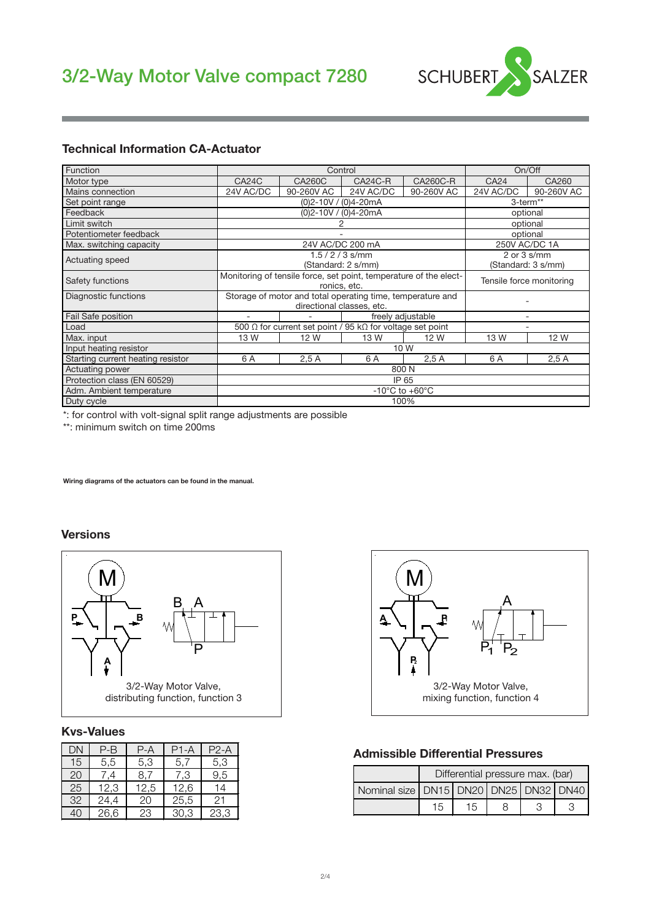# 3/2-Way Motor Valve compact 7280

## Technical Information CA-Actuator

| Function | Control | | | | On/Off | |
|---|---|---|---|---|---|---|
| Motor type | CA24C | CA260C | CA24C-R | CA260C-R | CA24 | CA260 |
| Mains connection | 24V AC/DC | 90-260V AC | 24V AC/DC | 90-260V AC | 24V AC/DC | 90-260V AC |
| Set point range | (0)2-10V / (0)4-20mA | | | | 3-term** | |
| Feedback | (0)2-10V / (0)4-20mA | | | | optional | |
| Limit switch | 2 | | | | optional | |
| Potentiometer feedback | - | | | | optional | |
| Max. switching capacity | 24V AC/DC 200 mA | | | | 250V AC/DC 1A | |
| Actuating speed | 1.5 / 2 / 3 s/mm (Standard: 2 s/mm) | | | | 2 or 3 s/mm (Standard: 3 s/mm) | |
| Safety functions | Monitoring of tensile force, set point, temperature of the electronics, etc. | | | | Tensile force monitoring | |
| Diagnostic functions | Storage of motor and total operating time, temperature and directional classes, etc. | | | | - | |
| Fail Safe position | - | - | freely adjustable | | - | |
| Load | 500 Ω for current set point / 95 kΩ for voltage set point | | | | - | |
| Max. input | 13 W | 12 W | 13 W | 12 W | 13 W | 12 W |
| Input heating resistor | 10 W | | | | | |
| Starting current heating resistor | 6 A | 2,5 A | 6 A | 2,5 A | 6 A | 2,5 A |
| Actuating power | 800 N | | | | | |
| Protection class (EN 60529) | IP 65 | | | | | |
| Adm. Ambient temperature | -10°C to +60°C | | | | | |
| Duty cycle | 100% | | | | | |

*: for control with volt-signal split range adjustments are possible

**: minimum switch on time 200ms

**Wiring diagrams of the actuators can be found in the manual.**

## Versions

3/2-Way Motor Valve, distributing function, function 3

3/2-Way Motor Valve, mixing function, function 4

## Kvs-Values

| DN | P-B | P-A | P1-A | P2-A |
|---|---|---|---|---|
| 15 | 5,5 | 5,3 | 5,7 | 5,3 |
| 20 | 7,4 | 8,7 | 7,3 | 9,5 |
| 25 | 12,3 | 12,5 | 12,6 | 14 |
| 32 | 24,4 | 20 | 25,5 | 21 |
| 40 | 26,6 | 23 | 30,3 | 23,3 |

## Admissible Differential Pressures

| | Differential pressure max. (bar) | | | | |
|---|---|---|---|---|---|
| Nominal size | DN15 | DN20 | DN25 | DN32 | DN40 |
| | 15 | 15 | 8 | 3 | 3 |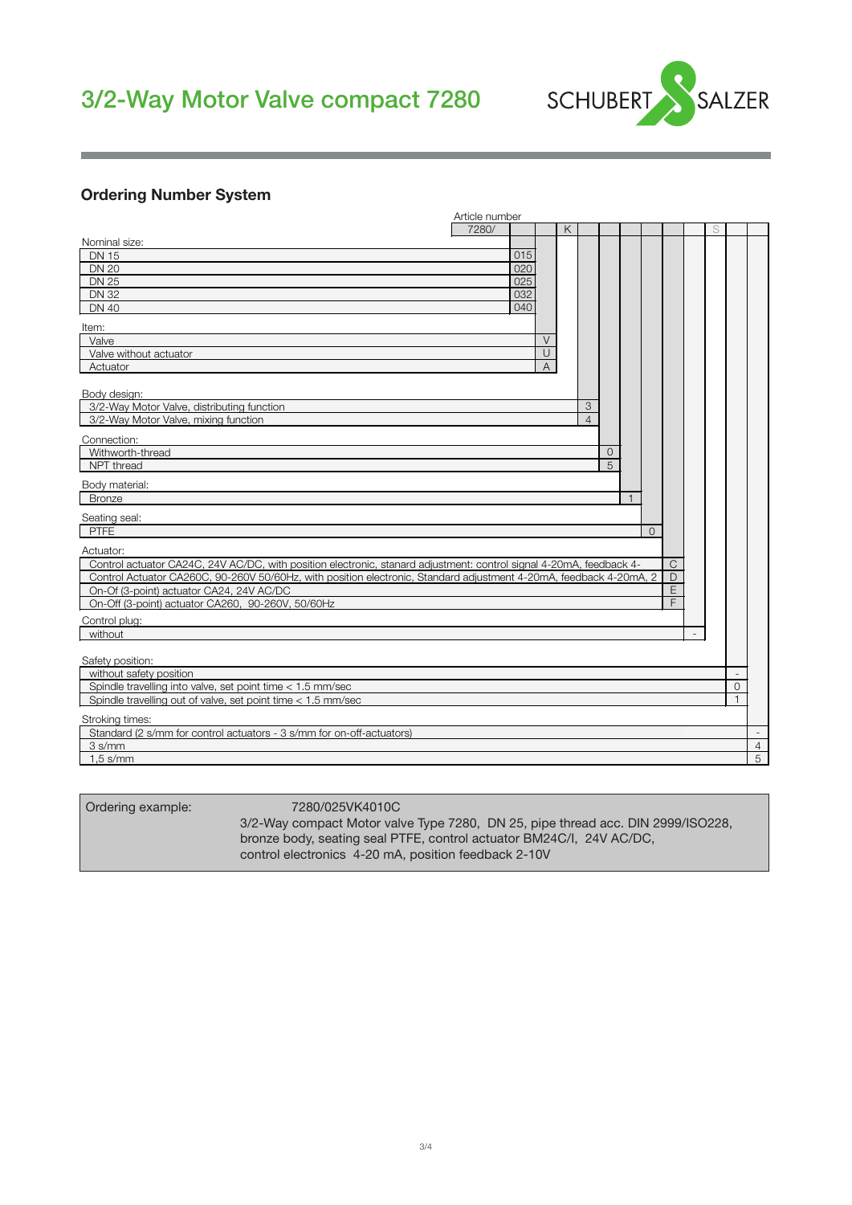# 3/2-Way Motor Valve compact 7280

## Ordering Number System

| Article number | 7280/ | | | K | | | | | | | S | | |
|---|---|---|---|---|---|---|---|---|---|---|---|---|---|
| **Nominal size:** | | | | | | | | | | | | | |
| DN 15 | | 015 | | | | | | | | | | | |
| DN 20 | | 020 | | | | | | | | | | | |
| DN 25 | | 025 | | | | | | | | | | | |
| DN 32 | | 032 | | | | | | | | | | | |
| DN 40 | | 040 | | | | | | | | | | | |
| **Item:** | | | | | | | | | | | | | |
| Valve | | | V | | | | | | | | | | |
| Valve without actuator | | | U | | | | | | | | | | |
| Actuator | | | A | | | | | | | | | | |
| **Body design:** | | | | | | | | | | | | | |
| 3/2-Way Motor Valve, distributing function | | | | | 3 | | | | | | | | |
| 3/2-Way Motor Valve, mixing function | | | | | 4 | | | | | | | | |
| **Connection:** | | | | | | | | | | | | | |
| Withworth-thread | | | | | | 0 | | | | | | | |
| NPT thread | | | | | | 5 | | | | | | | |
| **Body material:** | | | | | | | | | | | | | |
| Bronze | | | | | | | 1 | | | | | | |
| **Seating seal:** | | | | | | | | | | | | | |
| PTFE | | | | | | | | 0 | | | | | |
| **Actuator:** | | | | | | | | | | | | | |
| Control actuator CA24C, 24V AC/DC, with position electronic, stanard adjustment: control signal 4-20mA, feedback 4- | | | | | | | | | C | | | | |
| Control Actuator CA260C, 90-260V 50/60Hz, with position electronic, Standard adjustment 4-20mA, feedback 4-20mA, 2 | | | | | | | | | D | | | | |
| On-Of (3-point) actuator CA24, 24V AC/DC | | | | | | | | | E | | | | |
| On-Off (3-point) actuator CA260, 90-260V, 50/60Hz | | | | | | | | | F | | | | |
| **Control plug:** | | | | | | | | | | | | | |
| without | | | | | | | | | | - | | | |
| **Safety position:** | | | | | | | | | | | | | |
| without safety position | | | | | | | | | | | | - | |
| Spindle travelling into valve, set point time < 1.5 mm/sec | | | | | | | | | | | | 0 | |
| Spindle travelling out of valve, set point time < 1.5 mm/sec | | | | | | | | | | | | 1 | |
| **Stroking times:** | | | | | | | | | | | | | |
| Standard (2 s/mm for control actuators - 3 s/mm for on-off-actuators) | | | | | | | | | | | | | - |
| 3 s/mm | | | | | | | | | | | | | 4 |
| 1,5 s/mm | | | | | | | | | | | | | 5 |

| Ordering example: | 7280/025VK4010C<br>3/2-Way compact Motor valve Type 7280, DN 25, pipe thread acc. DIN 2999/ISO228, bronze body, seating seal PTFE, control actuator BM24C/I, 24V AC/DC, control electronics 4-20 mA, position feedback 2-10V |
|---|---|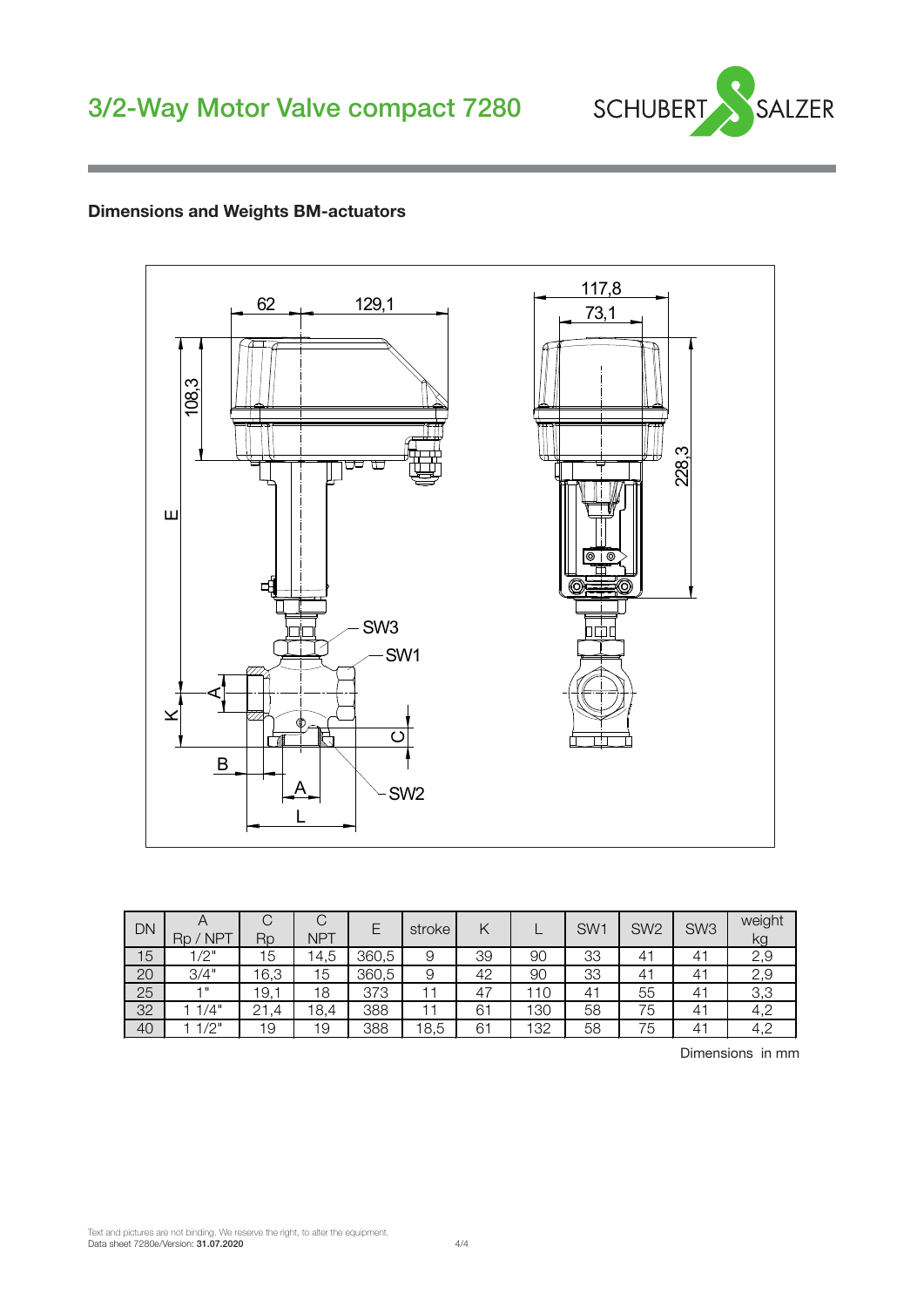# 3/2-Way Motor Valve compact 7280

## Dimensions and Weights BM-actuators

62
129,1
117,8
73,1
108,3
228,3
E
SW3
SW1
A
K
C
B
A
SW2
L

| DN | A Rp / NPT | C Rp | C NPT | E | stroke | K | L | SW1 | SW2 | SW3 | weight kg |
|---|---|---|---|---|---|---|---|---|---|---|---|
| 15 | 1/2" | 15 | 14,5 | 360,5 | 9 | 39 | 90 | 33 | 41 | 41 | 2,9 |
| 20 | 3/4" | 16,3 | 15 | 360,5 | 9 | 42 | 90 | 33 | 41 | 41 | 2,9 |
| 25 | 1" | 19,1 | 18 | 373 | 11 | 47 | 110 | 41 | 55 | 41 | 3,3 |
| 32 | 1 1/4" | 21,4 | 18,4 | 388 | 11 | 61 | 130 | 58 | 75 | 41 | 4,2 |
| 40 | 1 1/2" | 19 | 19 | 388 | 18,5 | 61 | 132 | 58 | 75 | 41 | 4,2 |

Dimensions in mm

Text and pictures are not binding. We reserve the right, to alter the equipment.
Data sheet 7280e/Version: **31.07.2020**